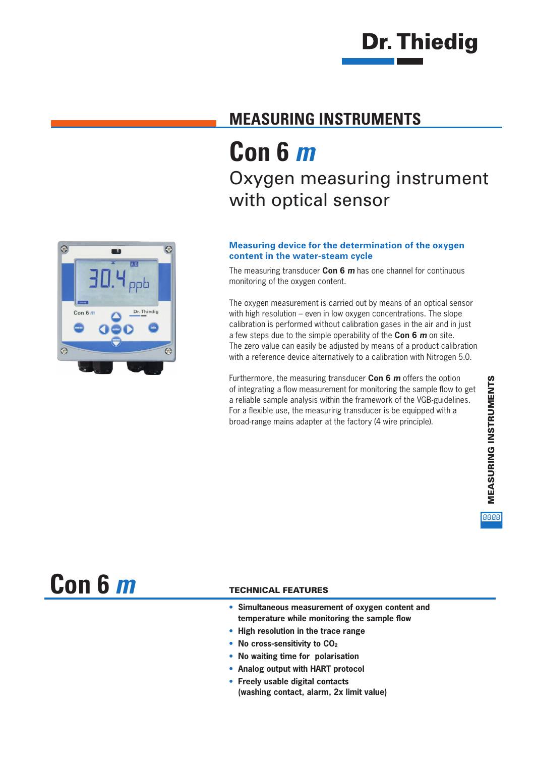Dr. Thiedig

## MEASURING INSTRUMENTS

# Con 6 *m*

Oxygen measuring instrument with optical sensor

### Measuring device for the determination of the oxygen content in the water-steam cycle

The measuring transducer **Con 6 *m*** has one channel for continuous monitoring of the oxygen content.

The oxygen measurement is carried out by means of an optical sensor with high resolution – even in low oxygen concentrations. The slope calibration is performed without calibration gases in the air and in just a few steps due to the simple operability of the **Con 6 *m*** on site. The zero value can easily be adjusted by means of a product calibration with a reference device alternatively to a calibration with Nitrogen 5.0.

Furthermore, the measuring transducer **Con 6 *m*** offers the option of integrating a flow measurement for monitoring the sample flow to get a reliable sample analysis within the framework of the VGB-guidelines. For a flexible use, the measuring transducer is be equipped with a broad-range mains adapter at the factory (4 wire principle).

MEASURING INSTRUMENTS

# Con 6 *m*

### TECHNICAL FEATURES

- **Simultaneous measurement of oxygen content and temperature while monitoring the sample flow**
- **High resolution in the trace range**
- **No cross-sensitivity to $CO_2$**
- **No waiting time for polarisation**
- **Analog output with HART protocol**
- **Freely usable digital contacts (washing contact, alarm, 2x limit value)**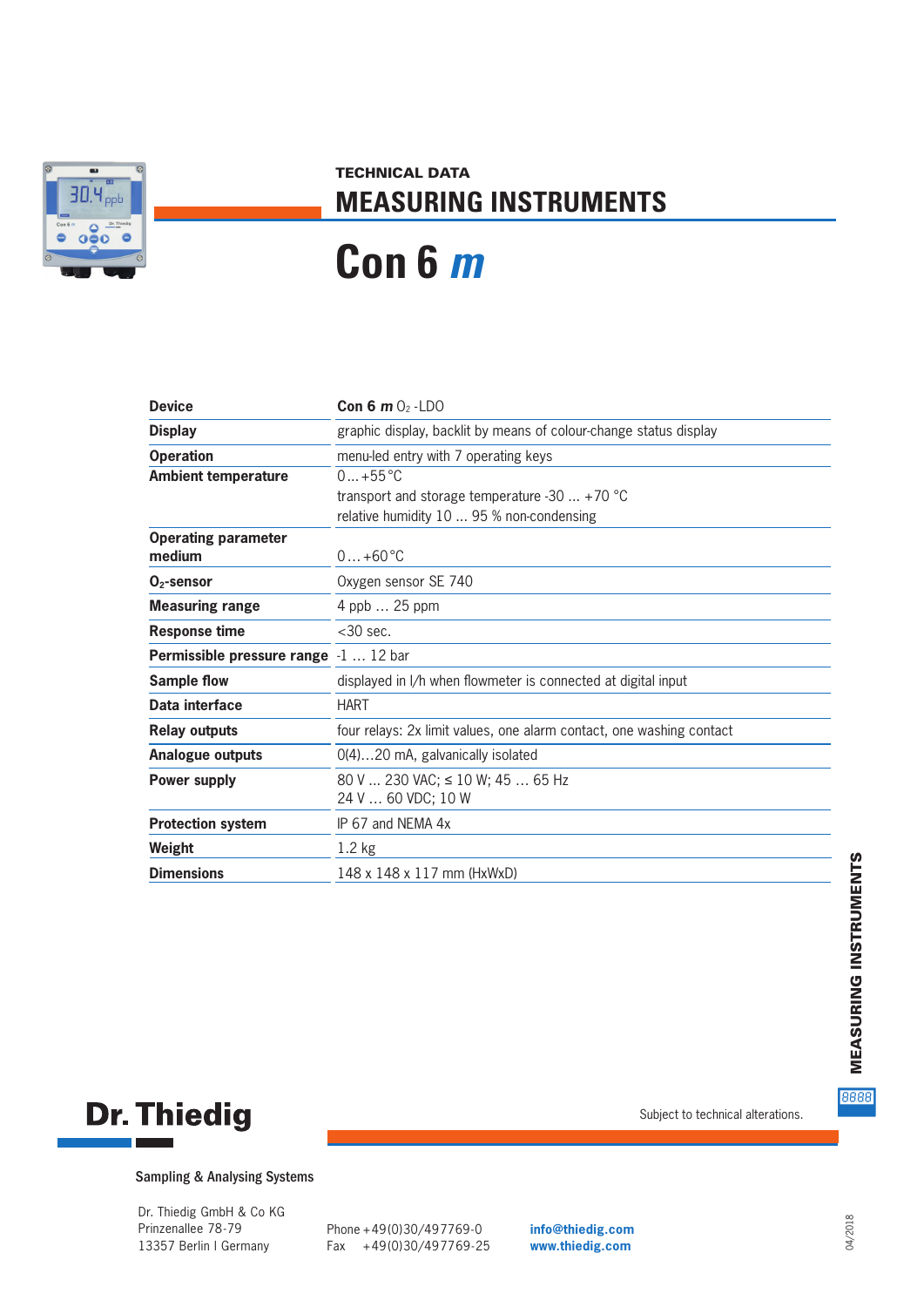TECHNICAL DATA

# MEASURING INSTRUMENTS

# Con 6 *m*

| | |
|---|---|
| **Device** | **Con 6 *m*** $O_2$ -LDO |
| **Display** | graphic display, backlit by means of colour-change status display |
| **Operation** | menu-led entry with 7 operating keys |
| **Ambient temperature** | 0 … +55 °C<br>transport and storage temperature -30 ... +70 °C<br>relative humidity 10 ... 95 % non-condensing |
| **Operating parameter medium** | 0 … +60 °C |
| **$O_2$-sensor** | Oxygen sensor SE 740 |
| **Measuring range** | 4 ppb … 25 ppm |
| **Response time** | <30 sec. |
| **Permissible pressure range** | -1 … 12 bar |
| **Sample flow** | displayed in l/h when flowmeter is connected at digital input |
| **Data interface** | HART |
| **Relay outputs** | four relays: 2x limit values, one alarm contact, one washing contact |
| **Analogue outputs** | 0(4)…20 mA, galvanically isolated |
| **Power supply** | 80 V ... 230 VAC; ≤ 10 W; 45 … 65 Hz<br>24 V … 60 VDC; 10 W |
| **Protection system** | IP 67 and NEMA 4x |
| **Weight** | 1.2 kg |
| **Dimensions** | 148 x 148 x 117 mm (HxWxD) |

Subject to technical alterations.

**Dr. Thiedig**

Sampling & Analysing Systems

Dr. Thiedig GmbH & Co KG
Prinzenallee 78-79
13357 Berlin I Germany

Phone +49(0)30/497769-0
Fax +49(0)30/497769-25

**info@thiedig.com**
**www.thiedig.com**

04/2018